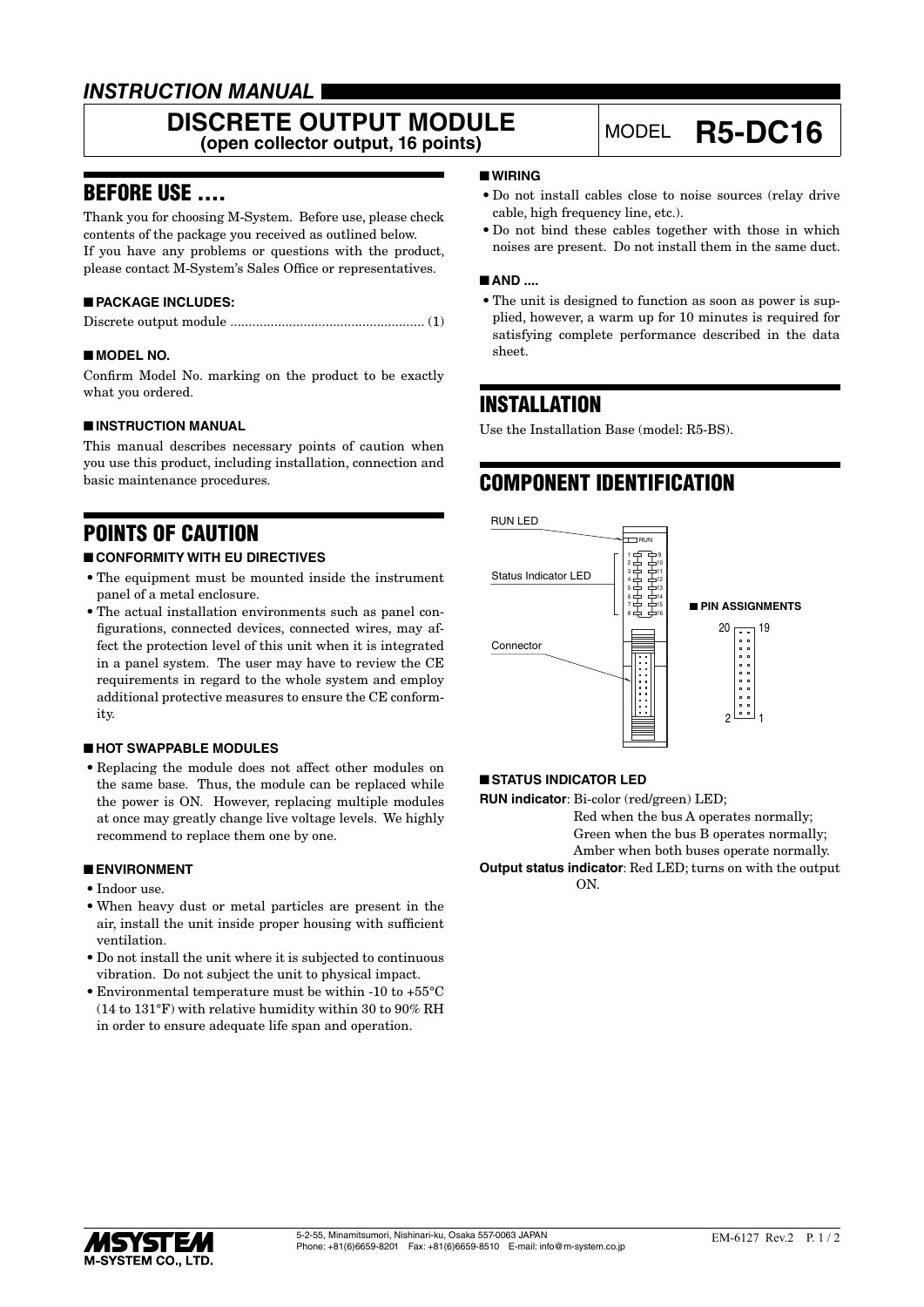## *INSTRUCTION MANUAL*

# DISCRETE OUTPUT MODULE
**(open collector output, 16 points)**

MODEL **R5-DC16**

## BEFORE USE ....

Thank you for choosing M-System. Before use, please check contents of the package you received as outlined below.
If you have any problems or questions with the product, please contact M-System's Sales Office or representatives.

### ■ PACKAGE INCLUDES:

Discrete output module .................................................... (1)

### ■ MODEL NO.

Confirm Model No. marking on the product to be exactly what you ordered.

### ■ INSTRUCTION MANUAL

This manual describes necessary points of caution when you use this product, including installation, connection and basic maintenance procedures.

## POINTS OF CAUTION

### ■ CONFORMITY WITH EU DIRECTIVES

- The equipment must be mounted inside the instrument panel of a metal enclosure.
- The actual installation environments such as panel configurations, connected devices, connected wires, may affect the protection level of this unit when it is integrated in a panel system. The user may have to review the CE requirements in regard to the whole system and employ additional protective measures to ensure the CE conformity.

### ■ HOT SWAPPABLE MODULES

- Replacing the module does not affect other modules on the same base. Thus, the module can be replaced while the power is ON. However, replacing multiple modules at once may greatly change live voltage levels. We highly recommend to replace them one by one.

### ■ ENVIRONMENT

- Indoor use.
- When heavy dust or metal particles are present in the air, install the unit inside proper housing with sufficient ventilation.
- Do not install the unit where it is subjected to continuous vibration. Do not subject the unit to physical impact.
- Environmental temperature must be within -10 to +55°C (14 to 131°F) with relative humidity within 30 to 90% RH in order to ensure adequate life span and operation.

### ■ WIRING

- Do not install cables close to noise sources (relay drive cable, high frequency line, etc.).
- Do not bind these cables together with those in which noises are present. Do not install them in the same duct.

### ■ AND ....

- The unit is designed to function as soon as power is supplied, however, a warm up for 10 minutes is required for satisfying complete performance described in the data sheet.

## INSTALLATION

Use the Installation Base (model: R5-BS).

## COMPONENT IDENTIFICATION

RUN LED

Status Indicator LED

Connector

### ■ PIN ASSIGNMENTS

20 19

2 1

### ■ STATUS INDICATOR LED

**RUN indicator**: Bi-color (red/green) LED;
Red when the bus A operates normally;
Green when the bus B operates normally;
Amber when both buses operate normally.

**Output status indicator**: Red LED; turns on with the output ON.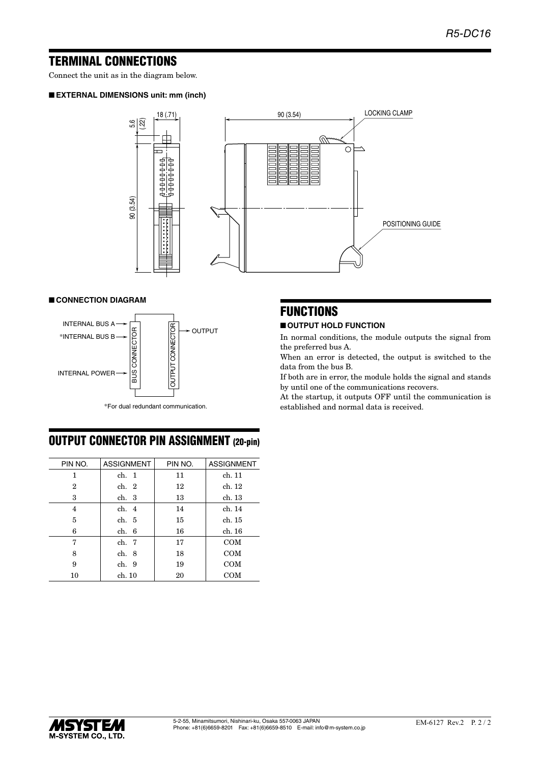## TERMINAL CONNECTIONS

Connect the unit as in the diagram below.

### ■ EXTERNAL DIMENSIONS unit: mm (inch)

18 (.71)
5.6 (.22)
90 (3.54)
90 (3.54)
LOCKING CLAMP
POSITIONING GUIDE

### ■ CONNECTION DIAGRAM

INTERNAL BUS A
*INTERNAL BUS B
INTERNAL POWER
BUS CONNECTOR
OUTPUT CONNECTOR
OUTPUT

*For dual redundant communication.

## OUTPUT CONNECTOR PIN ASSIGNMENT (20-pin)

| PIN NO. | ASSIGNMENT | PIN NO. | ASSIGNMENT |
|---|---|---|---|
| 1 | ch. 1 | 11 | ch. 11 |
| 2 | ch. 2 | 12 | ch. 12 |
| 3 | ch. 3 | 13 | ch. 13 |
| 4 | ch. 4 | 14 | ch. 14 |
| 5 | ch. 5 | 15 | ch. 15 |
| 6 | ch. 6 | 16 | ch. 16 |
| 7 | ch. 7 | 17 | COM |
| 8 | ch. 8 | 18 | COM |
| 9 | ch. 9 | 19 | COM |
| 10 | ch. 10 | 20 | COM |

## FUNCTIONS

### ■ OUTPUT HOLD FUNCTION

In normal conditions, the module outputs the signal from the preferred bus A.

When an error is detected, the output is switched to the data from the bus B.

If both are in error, the module holds the signal and stands by until one of the communications recovers.

At the startup, it outputs OFF until the communication is established and normal data is received.